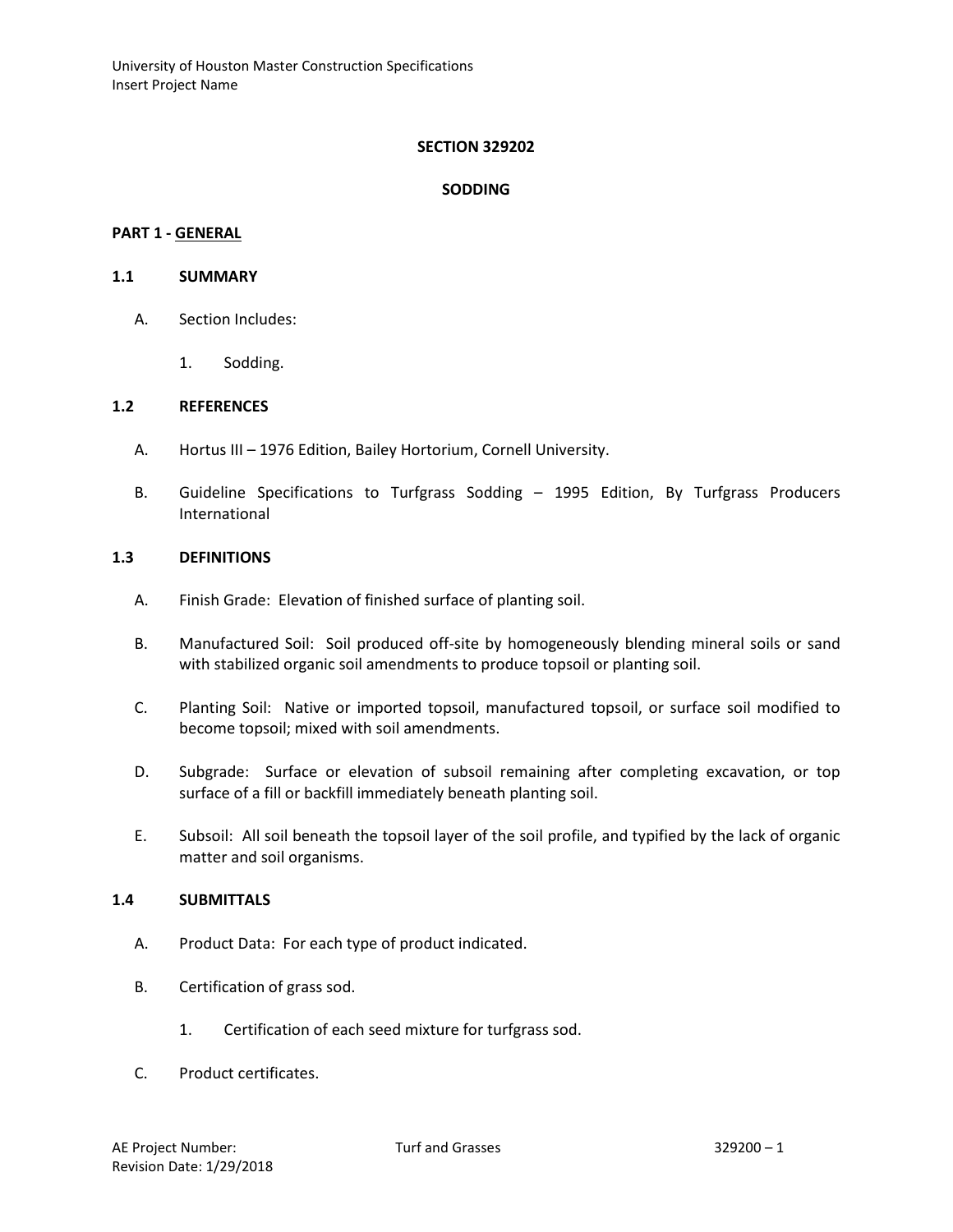# SECTION 329202

# SODDING

## PART 1 - GENERAL

### 1.1 SUMMARY

A. Section Includes:

1. Sodding.

### 1.2 REFERENCES

A. Hortus III – 1976 Edition, Bailey Hortorium, Cornell University.

B. Guideline Specifications to Turfgrass Sodding – 1995 Edition, By Turfgrass Producers International

### 1.3 DEFINITIONS

A. Finish Grade: Elevation of finished surface of planting soil.

B. Manufactured Soil: Soil produced off-site by homogeneously blending mineral soils or sand with stabilized organic soil amendments to produce topsoil or planting soil.

C. Planting Soil: Native or imported topsoil, manufactured topsoil, or surface soil modified to become topsoil; mixed with soil amendments.

D. Subgrade: Surface or elevation of subsoil remaining after completing excavation, or top surface of a fill or backfill immediately beneath planting soil.

E. Subsoil: All soil beneath the topsoil layer of the soil profile, and typified by the lack of organic matter and soil organisms.

### 1.4 SUBMITTALS

A. Product Data: For each type of product indicated.

B. Certification of grass sod.

1. Certification of each seed mixture for turfgrass sod.

C. Product certificates.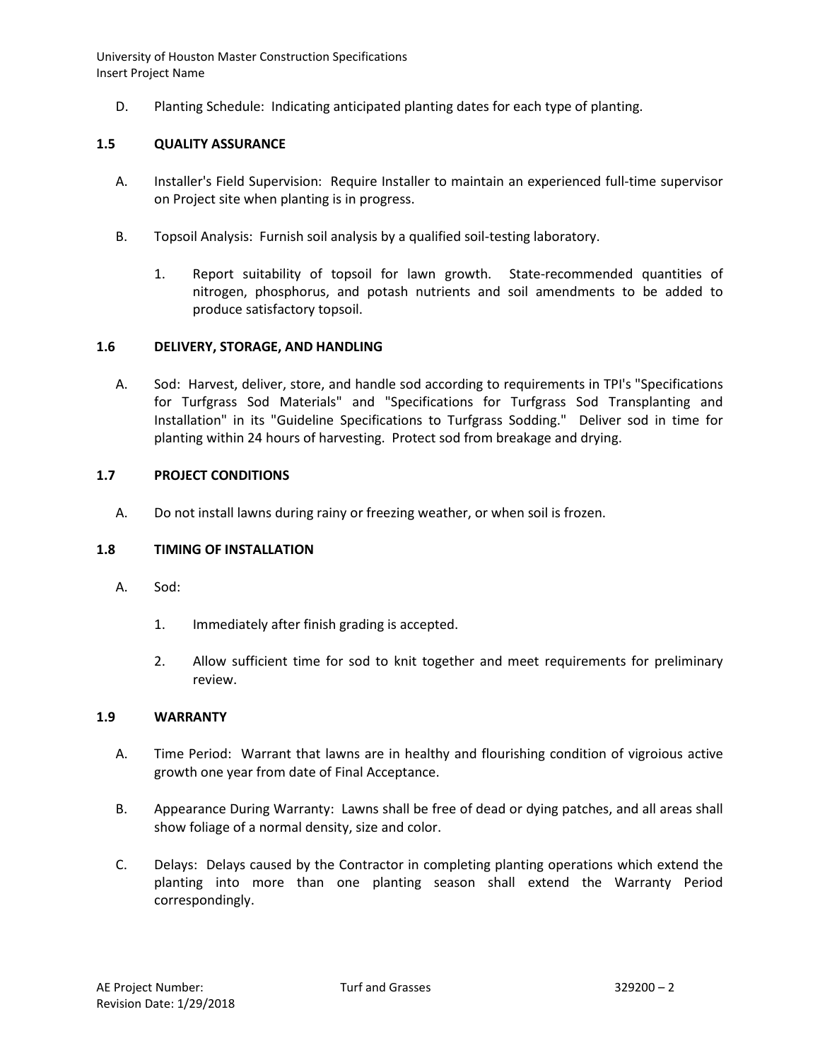D. Planting Schedule: Indicating anticipated planting dates for each type of planting.

## 1.5 QUALITY ASSURANCE

A. Installer's Field Supervision: Require Installer to maintain an experienced full-time supervisor on Project site when planting is in progress.

B. Topsoil Analysis: Furnish soil analysis by a qualified soil-testing laboratory.

1. Report suitability of topsoil for lawn growth. State-recommended quantities of nitrogen, phosphorus, and potash nutrients and soil amendments to be added to produce satisfactory topsoil.

## 1.6 DELIVERY, STORAGE, AND HANDLING

A. Sod: Harvest, deliver, store, and handle sod according to requirements in TPI's "Specifications for Turfgrass Sod Materials" and "Specifications for Turfgrass Sod Transplanting and Installation" in its "Guideline Specifications to Turfgrass Sodding." Deliver sod in time for planting within 24 hours of harvesting. Protect sod from breakage and drying.

## 1.7 PROJECT CONDITIONS

A. Do not install lawns during rainy or freezing weather, or when soil is frozen.

## 1.8 TIMING OF INSTALLATION

A. Sod:

1. Immediately after finish grading is accepted.

2. Allow sufficient time for sod to knit together and meet requirements for preliminary review.

## 1.9 WARRANTY

A. Time Period: Warrant that lawns are in healthy and flourishing condition of vigroious active growth one year from date of Final Acceptance.

B. Appearance During Warranty: Lawns shall be free of dead or dying patches, and all areas shall show foliage of a normal density, size and color.

C. Delays: Delays caused by the Contractor in completing planting operations which extend the planting into more than one planting season shall extend the Warranty Period correspondingly.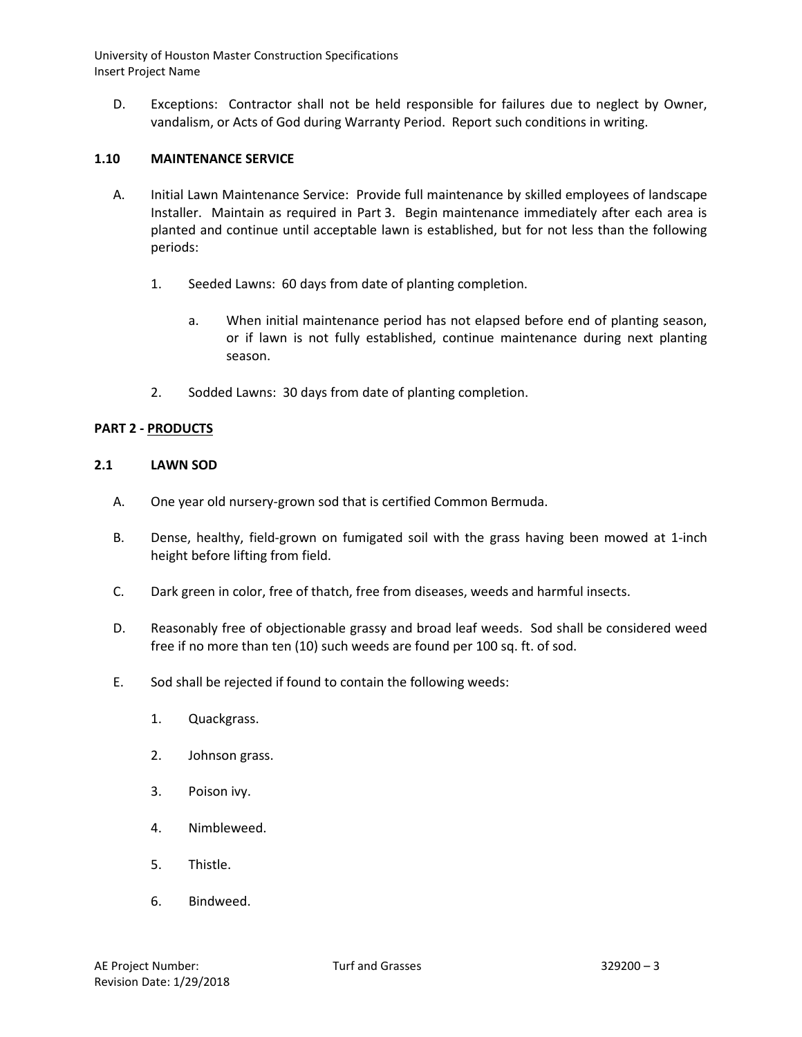D. Exceptions: Contractor shall not be held responsible for failures due to neglect by Owner, vandalism, or Acts of God during Warranty Period. Report such conditions in writing.

### 1.10 MAINTENANCE SERVICE

A. Initial Lawn Maintenance Service: Provide full maintenance by skilled employees of landscape Installer. Maintain as required in Part 3. Begin maintenance immediately after each area is planted and continue until acceptable lawn is established, but for not less than the following periods:

1. Seeded Lawns: 60 days from date of planting completion.

    a. When initial maintenance period has not elapsed before end of planting season, or if lawn is not fully established, continue maintenance during next planting season.

2. Sodded Lawns: 30 days from date of planting completion.

## PART 2 - PRODUCTS

### 2.1 LAWN SOD

A. One year old nursery-grown sod that is certified Common Bermuda.

B. Dense, healthy, field-grown on fumigated soil with the grass having been mowed at 1-inch height before lifting from field.

C. Dark green in color, free of thatch, free from diseases, weeds and harmful insects.

D. Reasonably free of objectionable grassy and broad leaf weeds. Sod shall be considered weed free if no more than ten (10) such weeds are found per 100 sq. ft. of sod.

E. Sod shall be rejected if found to contain the following weeds:

1. Quackgrass.
2. Johnson grass.
3. Poison ivy.
4. Nimbleweed.
5. Thistle.
6. Bindweed.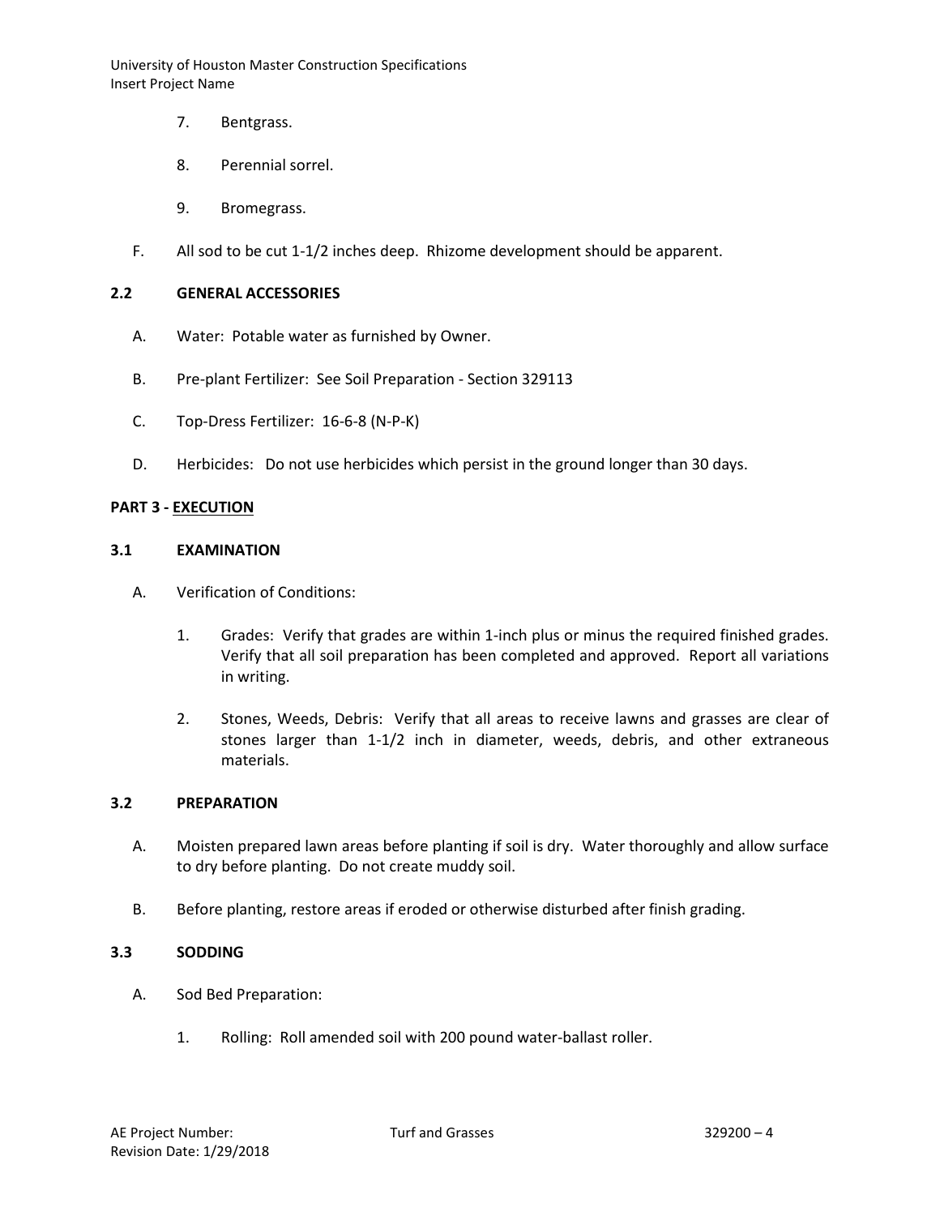7. Bentgrass.

8. Perennial sorrel.

9. Bromegrass.

F. All sod to be cut 1-1/2 inches deep. Rhizome development should be apparent.

### 2.2 GENERAL ACCESSORIES

A. Water: Potable water as furnished by Owner.

B. Pre-plant Fertilizer: See Soil Preparation - Section 329113

C. Top-Dress Fertilizer: 16-6-8 (N-P-K)

D. Herbicides: Do not use herbicides which persist in the ground longer than 30 days.

## PART 3 - EXECUTION

### 3.1 EXAMINATION

A. Verification of Conditions:

1. Grades: Verify that grades are within 1-inch plus or minus the required finished grades. Verify that all soil preparation has been completed and approved. Report all variations in writing.

2. Stones, Weeds, Debris: Verify that all areas to receive lawns and grasses are clear of stones larger than 1-1/2 inch in diameter, weeds, debris, and other extraneous materials.

### 3.2 PREPARATION

A. Moisten prepared lawn areas before planting if soil is dry. Water thoroughly and allow surface to dry before planting. Do not create muddy soil.

B. Before planting, restore areas if eroded or otherwise disturbed after finish grading.

### 3.3 SODDING

A. Sod Bed Preparation:

1. Rolling: Roll amended soil with 200 pound water-ballast roller.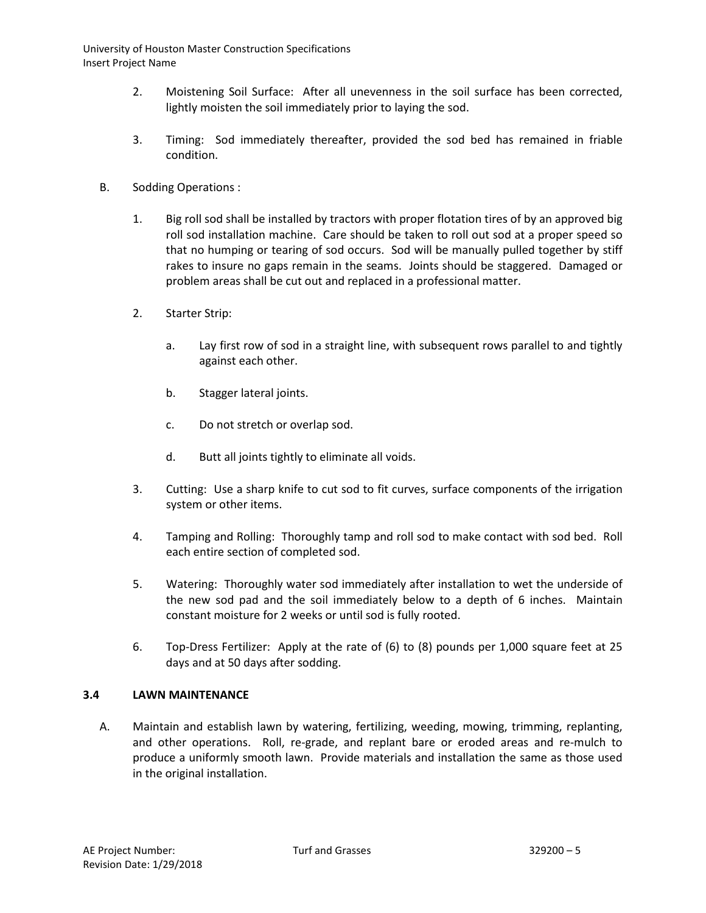2. Moistening Soil Surface: After all unevenness in the soil surface has been corrected, lightly moisten the soil immediately prior to laying the sod.

3. Timing: Sod immediately thereafter, provided the sod bed has remained in friable condition.

B. Sodding Operations :

1. Big roll sod shall be installed by tractors with proper flotation tires of by an approved big roll sod installation machine. Care should be taken to roll out sod at a proper speed so that no humping or tearing of sod occurs. Sod will be manually pulled together by stiff rakes to insure no gaps remain in the seams. Joints should be staggered. Damaged or problem areas shall be cut out and replaced in a professional matter.

2. Starter Strip:

   a. Lay first row of sod in a straight line, with subsequent rows parallel to and tightly against each other.

   b. Stagger lateral joints.

   c. Do not stretch or overlap sod.

   d. Butt all joints tightly to eliminate all voids.

3. Cutting: Use a sharp knife to cut sod to fit curves, surface components of the irrigation system or other items.

4. Tamping and Rolling: Thoroughly tamp and roll sod to make contact with sod bed. Roll each entire section of completed sod.

5. Watering: Thoroughly water sod immediately after installation to wet the underside of the new sod pad and the soil immediately below to a depth of 6 inches. Maintain constant moisture for 2 weeks or until sod is fully rooted.

6. Top-Dress Fertilizer: Apply at the rate of (6) to (8) pounds per 1,000 square feet at 25 days and at 50 days after sodding.

### 3.4 LAWN MAINTENANCE

A. Maintain and establish lawn by watering, fertilizing, weeding, mowing, trimming, replanting, and other operations. Roll, re-grade, and replant bare or eroded areas and re-mulch to produce a uniformly smooth lawn. Provide materials and installation the same as those used in the original installation.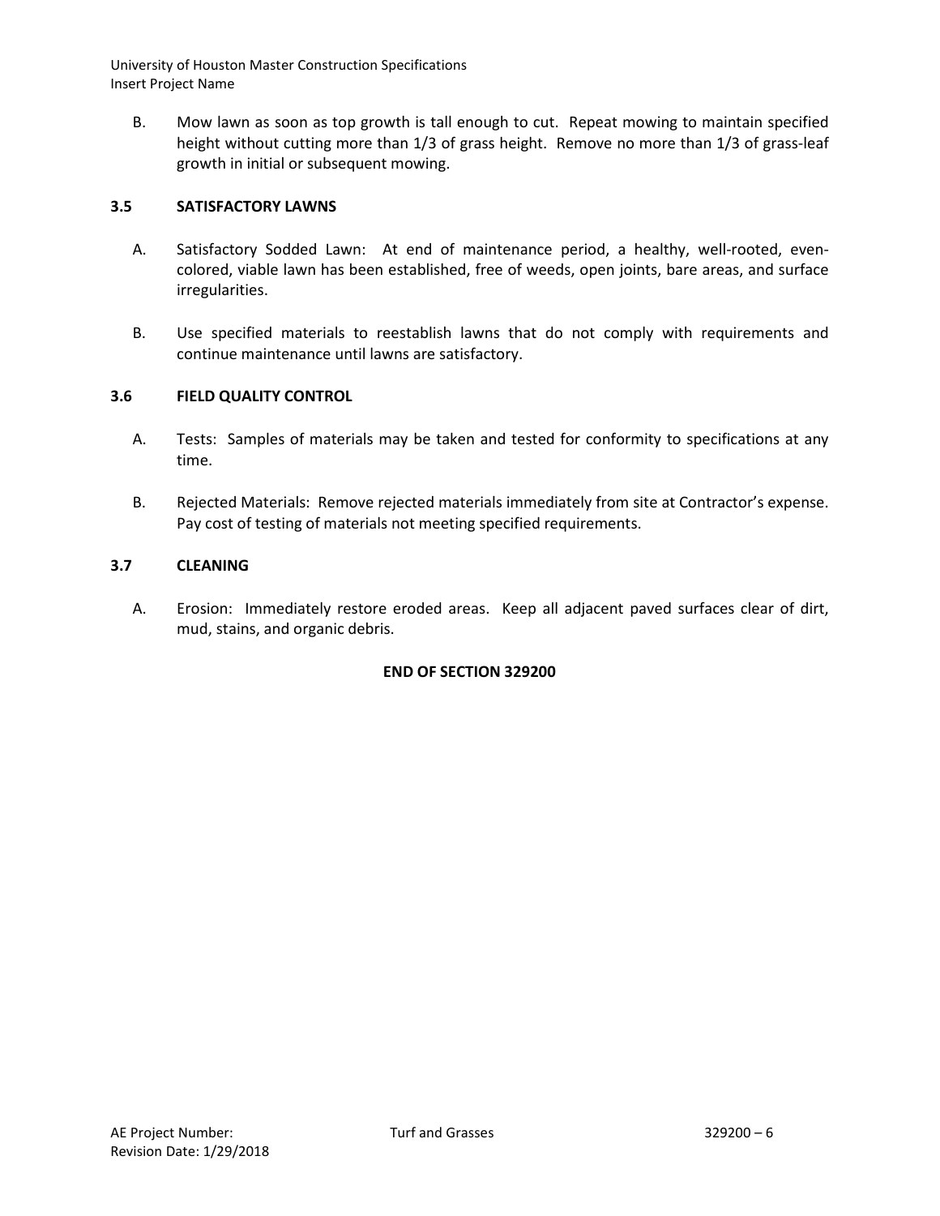B. Mow lawn as soon as top growth is tall enough to cut. Repeat mowing to maintain specified height without cutting more than 1/3 of grass height. Remove no more than 1/3 of grass-leaf growth in initial or subsequent mowing.

### 3.5 SATISFACTORY LAWNS

A. Satisfactory Sodded Lawn: At end of maintenance period, a healthy, well-rooted, even-colored, viable lawn has been established, free of weeds, open joints, bare areas, and surface irregularities.

B. Use specified materials to reestablish lawns that do not comply with requirements and continue maintenance until lawns are satisfactory.

### 3.6 FIELD QUALITY CONTROL

A. Tests: Samples of materials may be taken and tested for conformity to specifications at any time.

B. Rejected Materials: Remove rejected materials immediately from site at Contractor's expense. Pay cost of testing of materials not meeting specified requirements.

### 3.7 CLEANING

A. Erosion: Immediately restore eroded areas. Keep all adjacent paved surfaces clear of dirt, mud, stains, and organic debris.

**END OF SECTION 329200**